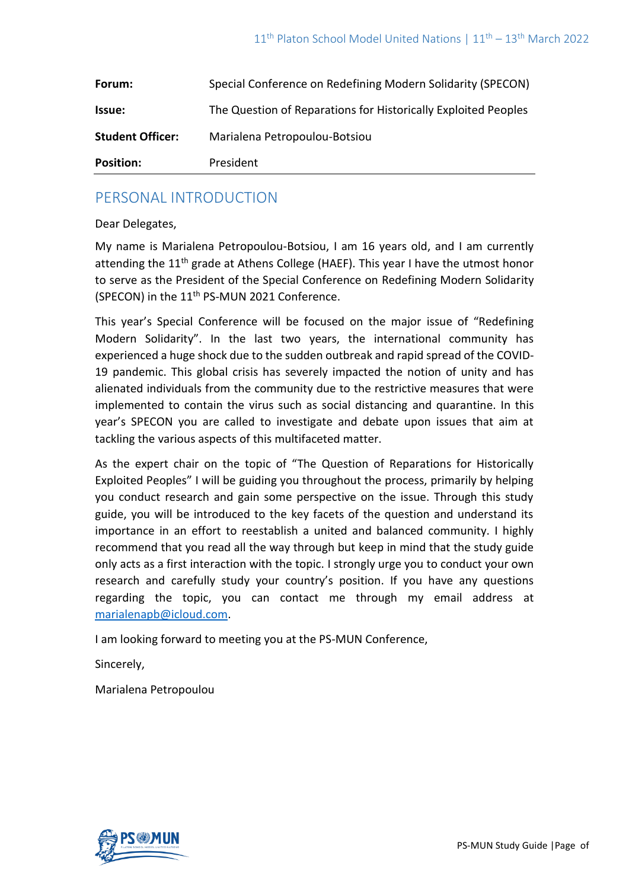| **Forum:** | Special Conference on Redefining Modern Solidarity (SPECON) |
| --- | --- |
| **Issue:** | The Question of Reparations for Historically Exploited Peoples |
| **Student Officer:** | Marialena Petropoulou-Botsiou |
| **Position:** | President |

## PERSONAL INTRODUCTION

Dear Delegates,

My name is Marialena Petropoulou-Botsiou, I am 16 years old, and I am currently attending the 11th grade at Athens College (HAEF). This year I have the utmost honor to serve as the President of the Special Conference on Redefining Modern Solidarity (SPECON) in the 11th PS-MUN 2021 Conference.

This year's Special Conference will be focused on the major issue of "Redefining Modern Solidarity". In the last two years, the international community has experienced a huge shock due to the sudden outbreak and rapid spread of the COVID-19 pandemic. This global crisis has severely impacted the notion of unity and has alienated individuals from the community due to the restrictive measures that were implemented to contain the virus such as social distancing and quarantine. In this year's SPECON you are called to investigate and debate upon issues that aim at tackling the various aspects of this multifaceted matter.

As the expert chair on the topic of "The Question of Reparations for Historically Exploited Peoples" I will be guiding you throughout the process, primarily by helping you conduct research and gain some perspective on the issue. Through this study guide, you will be introduced to the key facets of the question and understand its importance in an effort to reestablish a united and balanced community. I highly recommend that you read all the way through but keep in mind that the study guide only acts as a first interaction with the topic. I strongly urge you to conduct your own research and carefully study your country's position. If you have any questions regarding the topic, you can contact me through my email address at marialenapb@icloud.com.

I am looking forward to meeting you at the PS-MUN Conference,

Sincerely,

Marialena Petropoulou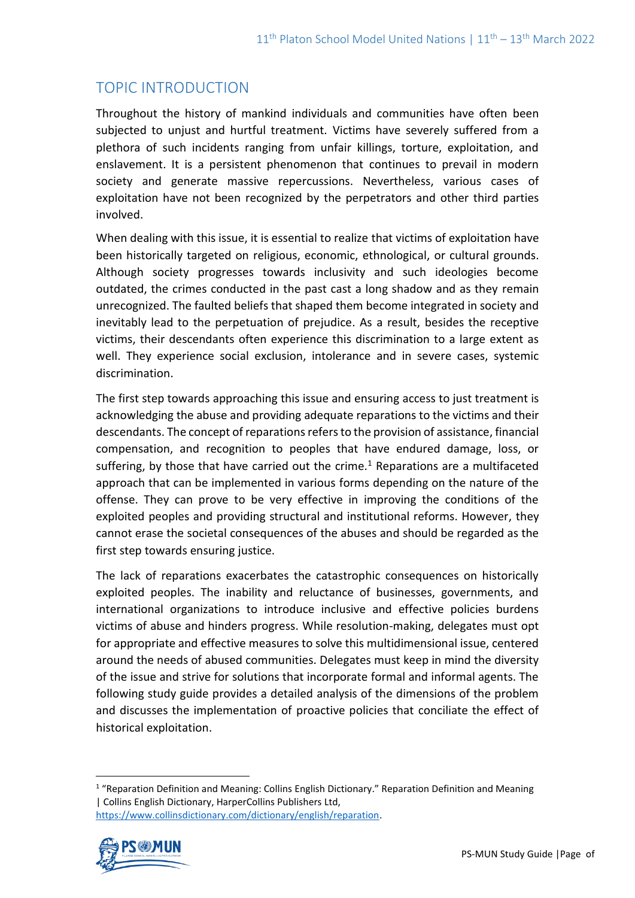## TOPIC INTRODUCTION

Throughout the history of mankind individuals and communities have often been subjected to unjust and hurtful treatment. Victims have severely suffered from a plethora of such incidents ranging from unfair killings, torture, exploitation, and enslavement. It is a persistent phenomenon that continues to prevail in modern society and generate massive repercussions. Nevertheless, various cases of exploitation have not been recognized by the perpetrators and other third parties involved.

When dealing with this issue, it is essential to realize that victims of exploitation have been historically targeted on religious, economic, ethnological, or cultural grounds. Although society progresses towards inclusivity and such ideologies become outdated, the crimes conducted in the past cast a long shadow and as they remain unrecognized. The faulted beliefs that shaped them become integrated in society and inevitably lead to the perpetuation of prejudice. As a result, besides the receptive victims, their descendants often experience this discrimination to a large extent as well. They experience social exclusion, intolerance and in severe cases, systemic discrimination.

The first step towards approaching this issue and ensuring access to just treatment is acknowledging the abuse and providing adequate reparations to the victims and their descendants. The concept of reparations refers to the provision of assistance, financial compensation, and recognition to peoples that have endured damage, loss, or suffering, by those that have carried out the crime.[1] Reparations are a multifaceted approach that can be implemented in various forms depending on the nature of the offense. They can prove to be very effective in improving the conditions of the exploited peoples and providing structural and institutional reforms. However, they cannot erase the societal consequences of the abuses and should be regarded as the first step towards ensuring justice.

The lack of reparations exacerbates the catastrophic consequences on historically exploited peoples. The inability and reluctance of businesses, governments, and international organizations to introduce inclusive and effective policies burdens victims of abuse and hinders progress. While resolution-making, delegates must opt for appropriate and effective measures to solve this multidimensional issue, centered around the needs of abused communities. Delegates must keep in mind the diversity of the issue and strive for solutions that incorporate formal and informal agents. The following study guide provides a detailed analysis of the dimensions of the problem and discusses the implementation of proactive policies that conciliate the effect of historical exploitation.

[1] "Reparation Definition and Meaning: Collins English Dictionary." Reparation Definition and Meaning | Collins English Dictionary, HarperCollins Publishers Ltd, https://www.collinsdictionary.com/dictionary/english/reparation.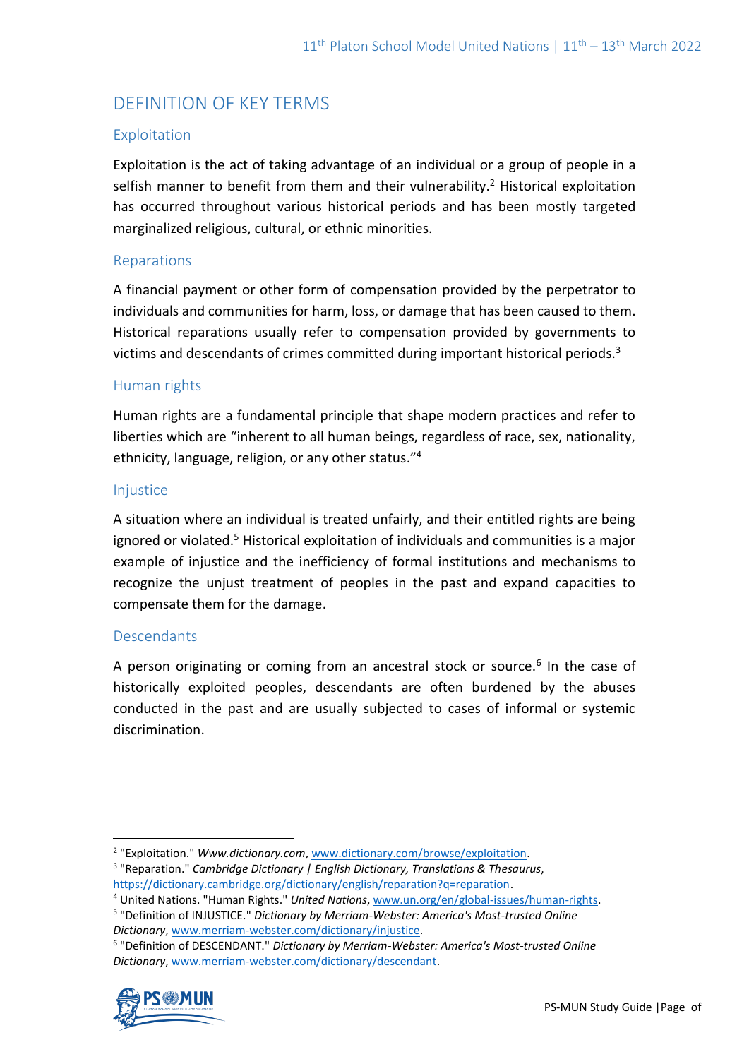## DEFINITION OF KEY TERMS

### Exploitation

Exploitation is the act of taking advantage of an individual or a group of people in a selfish manner to benefit from them and their vulnerability.[2] Historical exploitation has occurred throughout various historical periods and has been mostly targeted marginalized religious, cultural, or ethnic minorities.

### Reparations

A financial payment or other form of compensation provided by the perpetrator to individuals and communities for harm, loss, or damage that has been caused to them. Historical reparations usually refer to compensation provided by governments to victims and descendants of crimes committed during important historical periods.[3]

### Human rights

Human rights are a fundamental principle that shape modern practices and refer to liberties which are "inherent to all human beings, regardless of race, sex, nationality, ethnicity, language, religion, or any other status."[4]

### Injustice

A situation where an individual is treated unfairly, and their entitled rights are being ignored or violated.[5] Historical exploitation of individuals and communities is a major example of injustice and the inefficiency of formal institutions and mechanisms to recognize the unjust treatment of peoples in the past and expand capacities to compensate them for the damage.

### Descendants

A person originating or coming from an ancestral stock or source.[6] In the case of historically exploited peoples, descendants are often burdened by the abuses conducted in the past and are usually subjected to cases of informal or systemic discrimination.

---

[2] "Exploitation." *Www.dictionary.com*, www.dictionary.com/browse/exploitation.

[3] "Reparation." *Cambridge Dictionary | English Dictionary, Translations & Thesaurus*, https://dictionary.cambridge.org/dictionary/english/reparation?q=reparation.

[4] United Nations. "Human Rights." *United Nations*, www.un.org/en/global-issues/human-rights.

[5] "Definition of INJUSTICE." *Dictionary by Merriam-Webster: America's Most-trusted Online Dictionary*, www.merriam-webster.com/dictionary/injustice.

[6] "Definition of DESCENDANT." *Dictionary by Merriam-Webster: America's Most-trusted Online Dictionary*, www.merriam-webster.com/dictionary/descendant.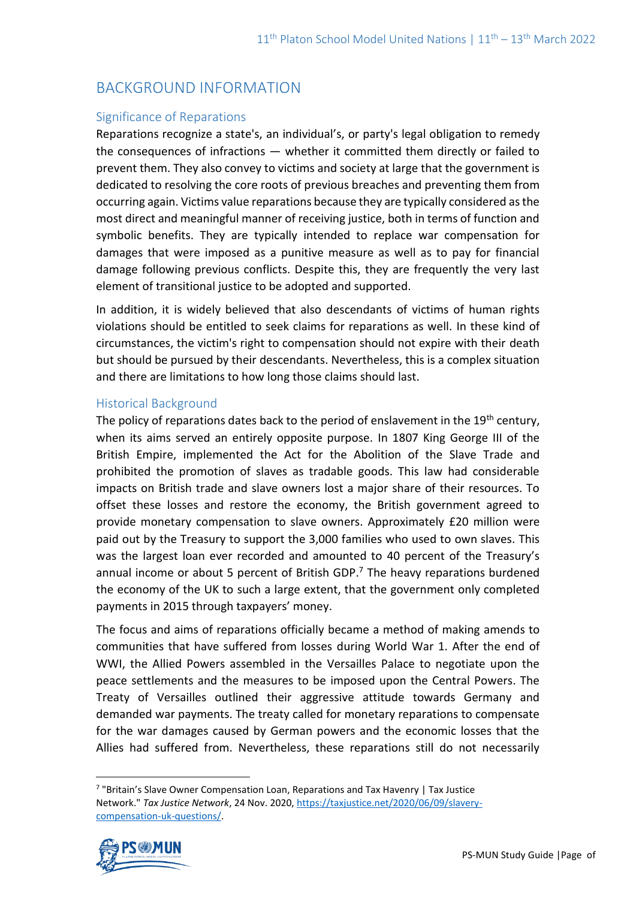# BACKGROUND INFORMATION

## Significance of Reparations

Reparations recognize a state's, an individual's, or party's legal obligation to remedy the consequences of infractions — whether it committed them directly or failed to prevent them. They also convey to victims and society at large that the government is dedicated to resolving the core roots of previous breaches and preventing them from occurring again. Victims value reparations because they are typically considered as the most direct and meaningful manner of receiving justice, both in terms of function and symbolic benefits. They are typically intended to replace war compensation for damages that were imposed as a punitive measure as well as to pay for financial damage following previous conflicts. Despite this, they are frequently the very last element of transitional justice to be adopted and supported.

In addition, it is widely believed that also descendants of victims of human rights violations should be entitled to seek claims for reparations as well. In these kind of circumstances, the victim's right to compensation should not expire with their death but should be pursued by their descendants. Nevertheless, this is a complex situation and there are limitations to how long those claims should last.

## Historical Background

The policy of reparations dates back to the period of enslavement in the 19th century, when its aims served an entirely opposite purpose. In 1807 King George III of the British Empire, implemented the Act for the Abolition of the Slave Trade and prohibited the promotion of slaves as tradable goods. This law had considerable impacts on British trade and slave owners lost a major share of their resources. To offset these losses and restore the economy, the British government agreed to provide monetary compensation to slave owners. Approximately £20 million were paid out by the Treasury to support the 3,000 families who used to own slaves. This was the largest loan ever recorded and amounted to 40 percent of the Treasury's annual income or about 5 percent of British GDP.[7] The heavy reparations burdened the economy of the UK to such a large extent, that the government only completed payments in 2015 through taxpayers' money.

The focus and aims of reparations officially became a method of making amends to communities that have suffered from losses during World War 1. After the end of WWI, the Allied Powers assembled in the Versailles Palace to negotiate upon the peace settlements and the measures to be imposed upon the Central Powers. The Treaty of Versailles outlined their aggressive attitude towards Germany and demanded war payments. The treaty called for monetary reparations to compensate for the war damages caused by German powers and the economic losses that the Allies had suffered from. Nevertheless, these reparations still do not necessarily

---

[7] "Britain's Slave Owner Compensation Loan, Reparations and Tax Havenry | Tax Justice Network." *Tax Justice Network*, 24 Nov. 2020, https://taxjustice.net/2020/06/09/slavery-compensation-uk-questions/.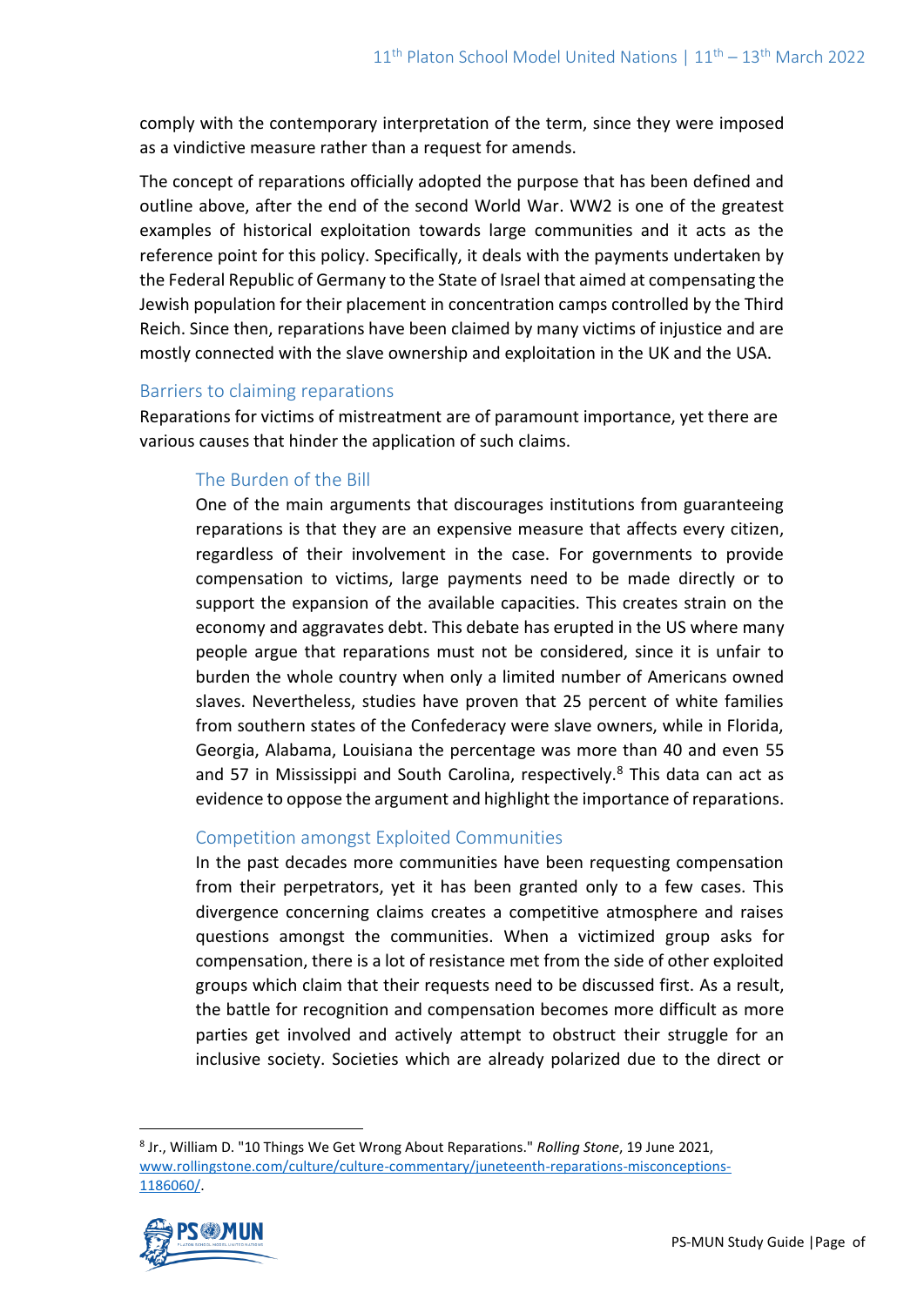comply with the contemporary interpretation of the term, since they were imposed as a vindictive measure rather than a request for amends.

The concept of reparations officially adopted the purpose that has been defined and outline above, after the end of the second World War. WW2 is one of the greatest examples of historical exploitation towards large communities and it acts as the reference point for this policy. Specifically, it deals with the payments undertaken by the Federal Republic of Germany to the State of Israel that aimed at compensating the Jewish population for their placement in concentration camps controlled by the Third Reich. Since then, reparations have been claimed by many victims of injustice and are mostly connected with the slave ownership and exploitation in the UK and the USA.

## Barriers to claiming reparations

Reparations for victims of mistreatment are of paramount importance, yet there are various causes that hinder the application of such claims.

### The Burden of the Bill

One of the main arguments that discourages institutions from guaranteeing reparations is that they are an expensive measure that affects every citizen, regardless of their involvement in the case. For governments to provide compensation to victims, large payments need to be made directly or to support the expansion of the available capacities. This creates strain on the economy and aggravates debt. This debate has erupted in the US where many people argue that reparations must not be considered, since it is unfair to burden the whole country when only a limited number of Americans owned slaves. Nevertheless, studies have proven that 25 percent of white families from southern states of the Confederacy were slave owners, while in Florida, Georgia, Alabama, Louisiana the percentage was more than 40 and even 55 and 57 in Mississippi and South Carolina, respectively.[8] This data can act as evidence to oppose the argument and highlight the importance of reparations.

### Competition amongst Exploited Communities

In the past decades more communities have been requesting compensation from their perpetrators, yet it has been granted only to a few cases. This divergence concerning claims creates a competitive atmosphere and raises questions amongst the communities. When a victimized group asks for compensation, there is a lot of resistance met from the side of other exploited groups which claim that their requests need to be discussed first. As a result, the battle for recognition and compensation becomes more difficult as more parties get involved and actively attempt to obstruct their struggle for an inclusive society. Societies which are already polarized due to the direct or

[8] Jr., William D. "10 Things We Get Wrong About Reparations." *Rolling Stone*, 19 June 2021, www.rollingstone.com/culture/culture-commentary/juneteenth-reparations-misconceptions-1186060/.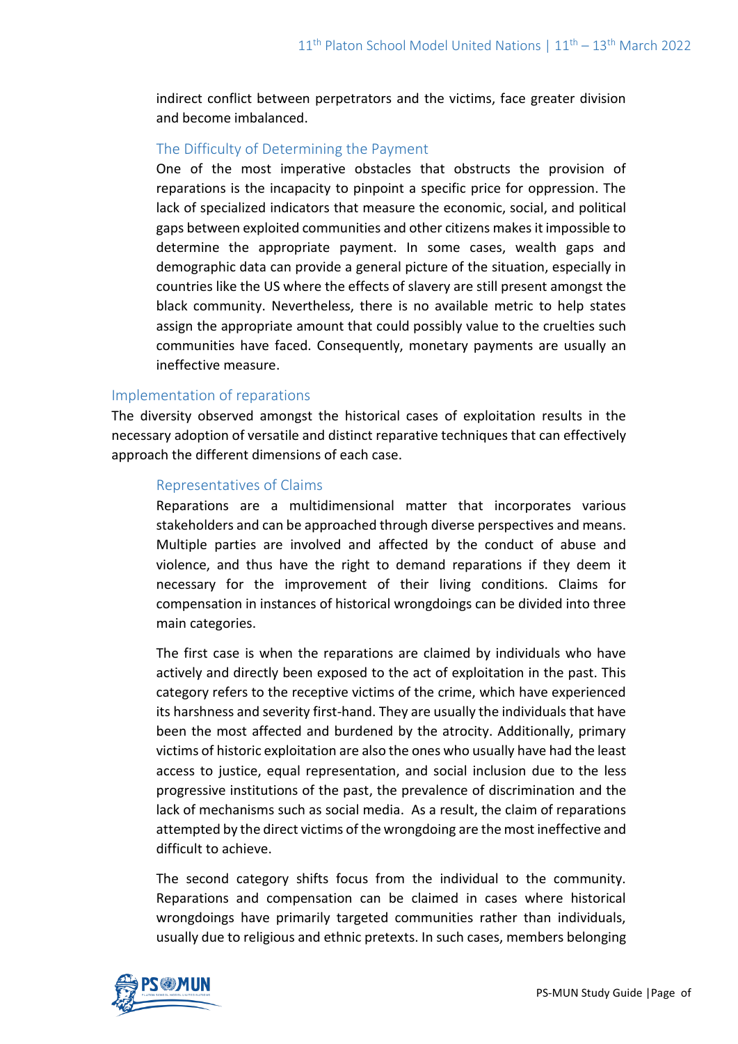indirect conflict between perpetrators and the victims, face greater division and become imbalanced.

### The Difficulty of Determining the Payment

One of the most imperative obstacles that obstructs the provision of reparations is the incapacity to pinpoint a specific price for oppression. The lack of specialized indicators that measure the economic, social, and political gaps between exploited communities and other citizens makes it impossible to determine the appropriate payment. In some cases, wealth gaps and demographic data can provide a general picture of the situation, especially in countries like the US where the effects of slavery are still present amongst the black community. Nevertheless, there is no available metric to help states assign the appropriate amount that could possibly value to the cruelties such communities have faced. Consequently, monetary payments are usually an ineffective measure.

## Implementation of reparations

The diversity observed amongst the historical cases of exploitation results in the necessary adoption of versatile and distinct reparative techniques that can effectively approach the different dimensions of each case.

### Representatives of Claims

Reparations are a multidimensional matter that incorporates various stakeholders and can be approached through diverse perspectives and means. Multiple parties are involved and affected by the conduct of abuse and violence, and thus have the right to demand reparations if they deem it necessary for the improvement of their living conditions. Claims for compensation in instances of historical wrongdoings can be divided into three main categories.

The first case is when the reparations are claimed by individuals who have actively and directly been exposed to the act of exploitation in the past. This category refers to the receptive victims of the crime, which have experienced its harshness and severity first-hand. They are usually the individuals that have been the most affected and burdened by the atrocity. Additionally, primary victims of historic exploitation are also the ones who usually have had the least access to justice, equal representation, and social inclusion due to the less progressive institutions of the past, the prevalence of discrimination and the lack of mechanisms such as social media. As a result, the claim of reparations attempted by the direct victims of the wrongdoing are the most ineffective and difficult to achieve.

The second category shifts focus from the individual to the community. Reparations and compensation can be claimed in cases where historical wrongdoings have primarily targeted communities rather than individuals, usually due to religious and ethnic pretexts. In such cases, members belonging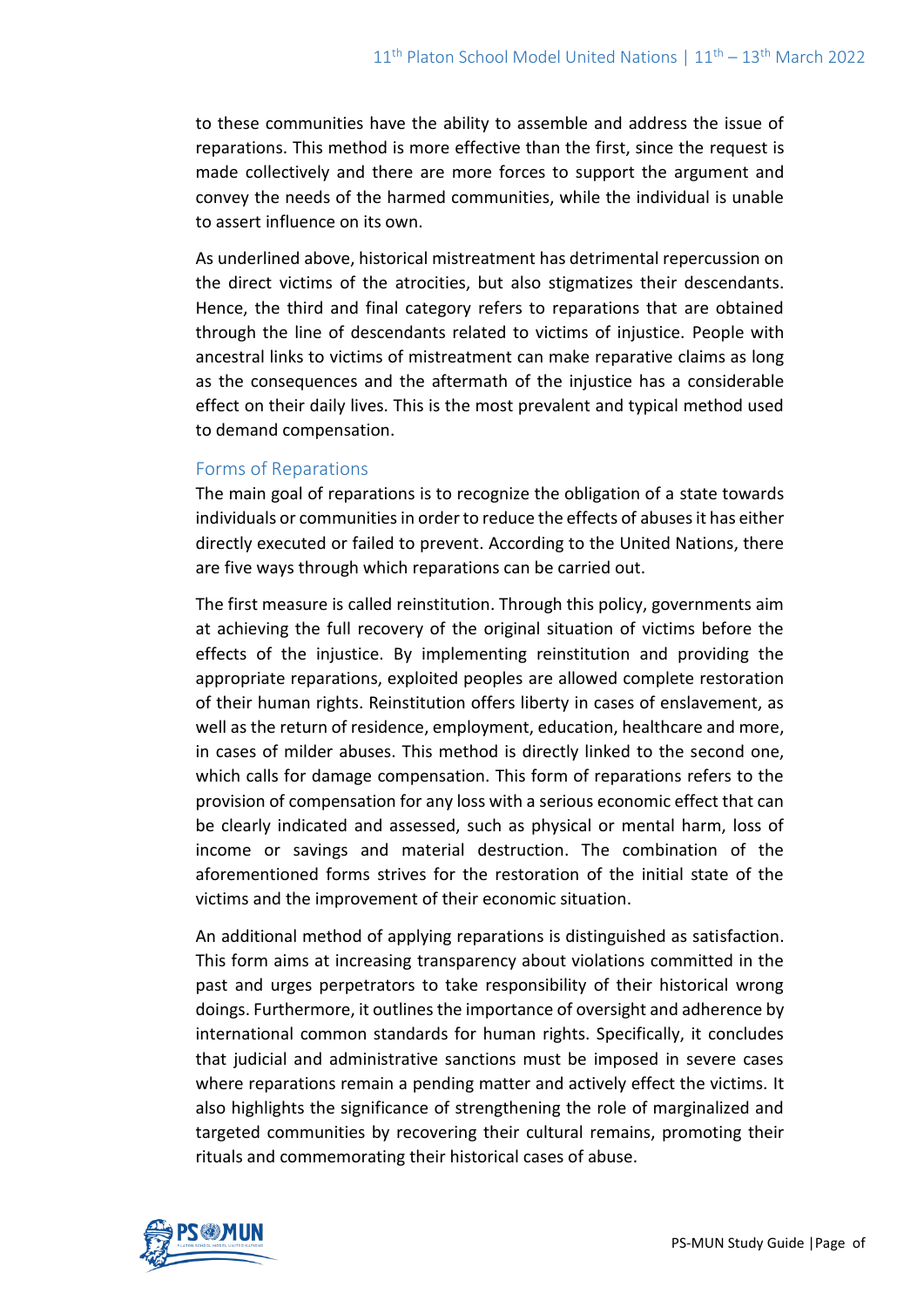to these communities have the ability to assemble and address the issue of reparations. This method is more effective than the first, since the request is made collectively and there are more forces to support the argument and convey the needs of the harmed communities, while the individual is unable to assert influence on its own.

As underlined above, historical mistreatment has detrimental repercussion on the direct victims of the atrocities, but also stigmatizes their descendants. Hence, the third and final category refers to reparations that are obtained through the line of descendants related to victims of injustice. People with ancestral links to victims of mistreatment can make reparative claims as long as the consequences and the aftermath of the injustice has a considerable effect on their daily lives. This is the most prevalent and typical method used to demand compensation.

## Forms of Reparations

The main goal of reparations is to recognize the obligation of a state towards individuals or communities in order to reduce the effects of abuses it has either directly executed or failed to prevent. According to the United Nations, there are five ways through which reparations can be carried out.

The first measure is called reinstitution. Through this policy, governments aim at achieving the full recovery of the original situation of victims before the effects of the injustice. By implementing reinstitution and providing the appropriate reparations, exploited peoples are allowed complete restoration of their human rights. Reinstitution offers liberty in cases of enslavement, as well as the return of residence, employment, education, healthcare and more, in cases of milder abuses. This method is directly linked to the second one, which calls for damage compensation. This form of reparations refers to the provision of compensation for any loss with a serious economic effect that can be clearly indicated and assessed, such as physical or mental harm, loss of income or savings and material destruction. The combination of the aforementioned forms strives for the restoration of the initial state of the victims and the improvement of their economic situation.

An additional method of applying reparations is distinguished as satisfaction. This form aims at increasing transparency about violations committed in the past and urges perpetrators to take responsibility of their historical wrong doings. Furthermore, it outlines the importance of oversight and adherence by international common standards for human rights. Specifically, it concludes that judicial and administrative sanctions must be imposed in severe cases where reparations remain a pending matter and actively effect the victims. It also highlights the significance of strengthening the role of marginalized and targeted communities by recovering their cultural remains, promoting their rituals and commemorating their historical cases of abuse.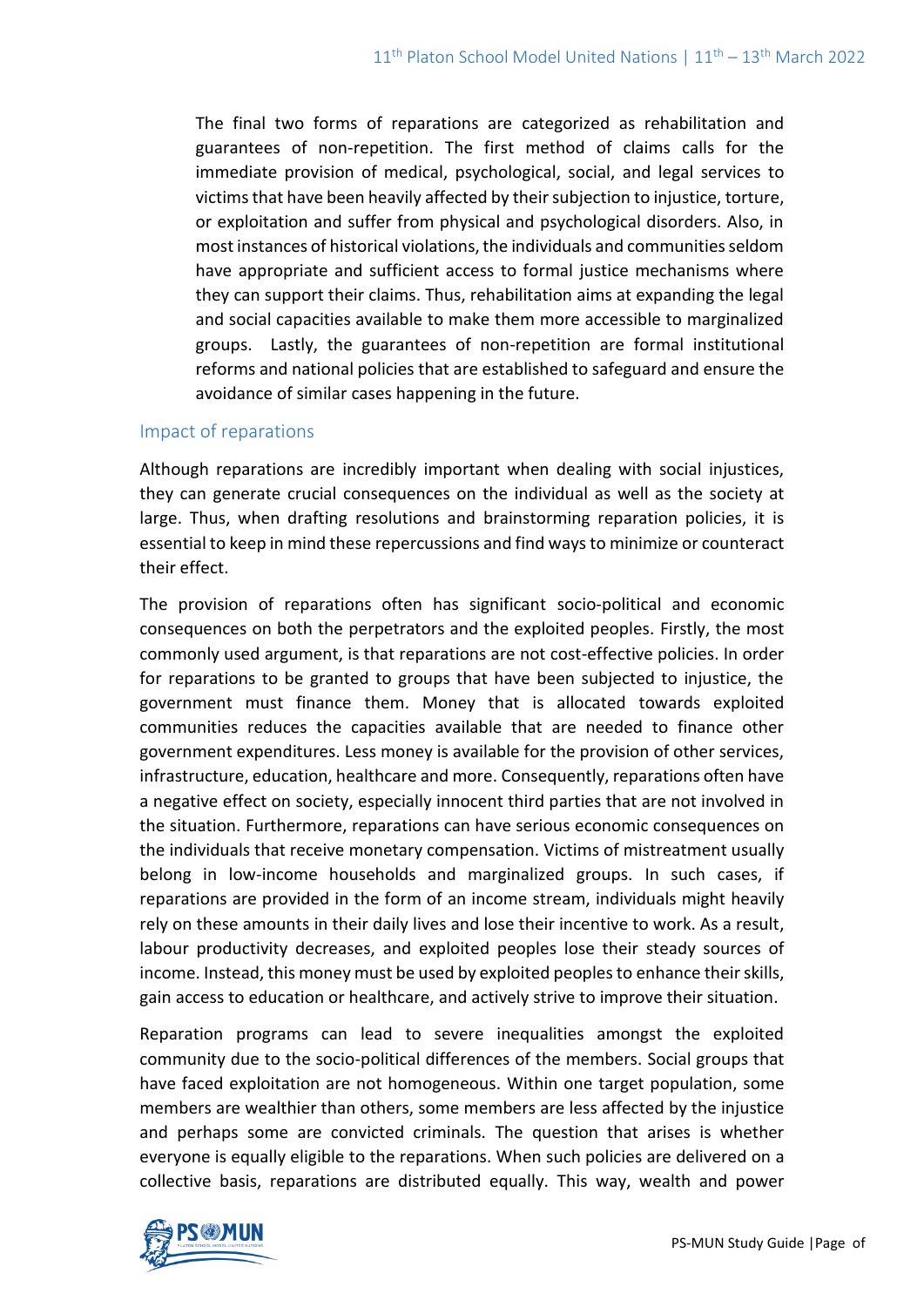The final two forms of reparations are categorized as rehabilitation and guarantees of non-repetition. The first method of claims calls for the immediate provision of medical, psychological, social, and legal services to victims that have been heavily affected by their subjection to injustice, torture, or exploitation and suffer from physical and psychological disorders. Also, in most instances of historical violations, the individuals and communities seldom have appropriate and sufficient access to formal justice mechanisms where they can support their claims. Thus, rehabilitation aims at expanding the legal and social capacities available to make them more accessible to marginalized groups. Lastly, the guarantees of non-repetition are formal institutional reforms and national policies that are established to safeguard and ensure the avoidance of similar cases happening in the future.

### Impact of reparations

Although reparations are incredibly important when dealing with social injustices, they can generate crucial consequences on the individual as well as the society at large. Thus, when drafting resolutions and brainstorming reparation policies, it is essential to keep in mind these repercussions and find ways to minimize or counteract their effect.

The provision of reparations often has significant socio-political and economic consequences on both the perpetrators and the exploited peoples. Firstly, the most commonly used argument, is that reparations are not cost-effective policies. In order for reparations to be granted to groups that have been subjected to injustice, the government must finance them. Money that is allocated towards exploited communities reduces the capacities available that are needed to finance other government expenditures. Less money is available for the provision of other services, infrastructure, education, healthcare and more. Consequently, reparations often have a negative effect on society, especially innocent third parties that are not involved in the situation. Furthermore, reparations can have serious economic consequences on the individuals that receive monetary compensation. Victims of mistreatment usually belong in low-income households and marginalized groups. In such cases, if reparations are provided in the form of an income stream, individuals might heavily rely on these amounts in their daily lives and lose their incentive to work. As a result, labour productivity decreases, and exploited peoples lose their steady sources of income. Instead, this money must be used by exploited peoples to enhance their skills, gain access to education or healthcare, and actively strive to improve their situation.

Reparation programs can lead to severe inequalities amongst the exploited community due to the socio-political differences of the members. Social groups that have faced exploitation are not homogeneous. Within one target population, some members are wealthier than others, some members are less affected by the injustice and perhaps some are convicted criminals. The question that arises is whether everyone is equally eligible to the reparations. When such policies are delivered on a collective basis, reparations are distributed equally. This way, wealth and power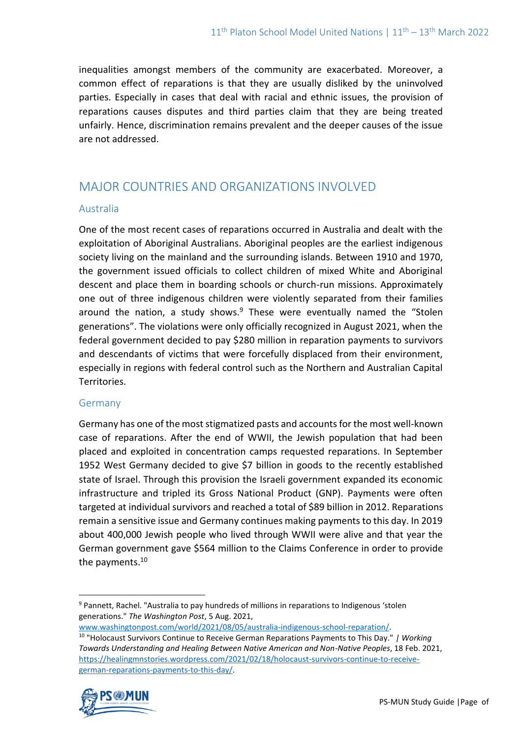inequalities amongst members of the community are exacerbated. Moreover, a common effect of reparations is that they are usually disliked by the uninvolved parties. Especially in cases that deal with racial and ethnic issues, the provision of reparations causes disputes and third parties claim that they are being treated unfairly. Hence, discrimination remains prevalent and the deeper causes of the issue are not addressed.

## MAJOR COUNTRIES AND ORGANIZATIONS INVOLVED

### Australia

One of the most recent cases of reparations occurred in Australia and dealt with the exploitation of Aboriginal Australians. Aboriginal peoples are the earliest indigenous society living on the mainland and the surrounding islands. Between 1910 and 1970, the government issued officials to collect children of mixed White and Aboriginal descent and place them in boarding schools or church-run missions. Approximately one out of three indigenous children were violently separated from their families around the nation, a study shows.[9] These were eventually named the "Stolen generations". The violations were only officially recognized in August 2021, when the federal government decided to pay $280 million in reparation payments to survivors and descendants of victims that were forcefully displaced from their environment, especially in regions with federal control such as the Northern and Australian Capital Territories.

### Germany

Germany has one of the most stigmatized pasts and accounts for the most well-known case of reparations. After the end of WWII, the Jewish population that had been placed and exploited in concentration camps requested reparations. In September 1952 West Germany decided to give $7 billion in goods to the recently established state of Israel. Through this provision the Israeli government expanded its economic infrastructure and tripled its Gross National Product (GNP). Payments were often targeted at individual survivors and reached a total of $89 billion in 2012. Reparations remain a sensitive issue and Germany continues making payments to this day. In 2019 about 400,000 Jewish people who lived through WWII were alive and that year the German government gave $564 million to the Claims Conference in order to provide the payments.[10]

---

[9] Pannett, Rachel. "Australia to pay hundreds of millions in reparations to Indigenous 'stolen generations." *The Washington Post*, 5 Aug. 2021, www.washingtonpost.com/world/2021/08/05/australia-indigenous-school-reparation/.

[10] "Holocaust Survivors Continue to Receive German Reparations Payments to This Day." | *Working Towards Understanding and Healing Between Native American and Non-Native Peoples*, 18 Feb. 2021, https://healingmnstories.wordpress.com/2021/02/18/holocaust-survivors-continue-to-receive-german-reparations-payments-to-this-day/.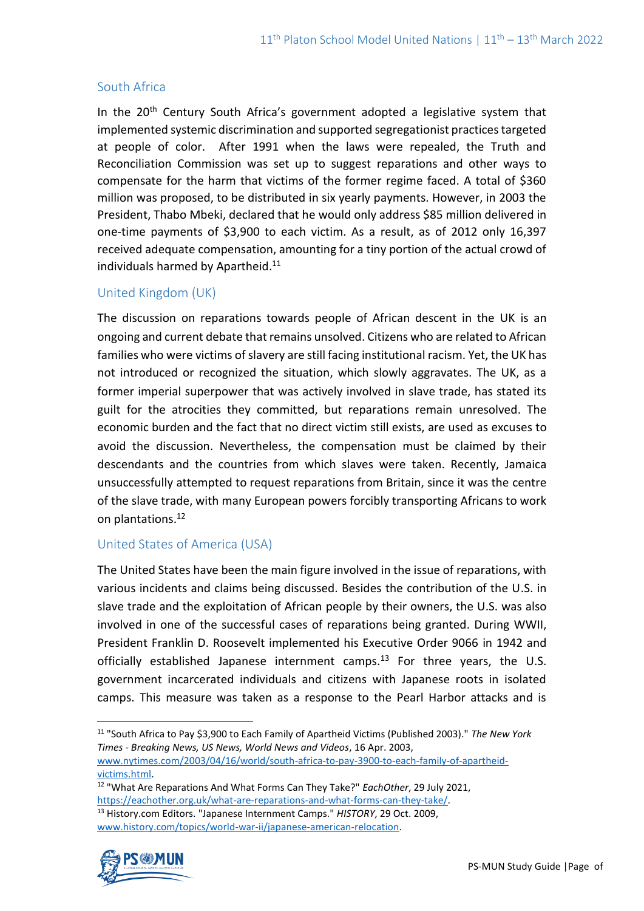## South Africa

In the 20th Century South Africa's government adopted a legislative system that implemented systemic discrimination and supported segregationist practices targeted at people of color. After 1991 when the laws were repealed, the Truth and Reconciliation Commission was set up to suggest reparations and other ways to compensate for the harm that victims of the former regime faced. A total of $360 million was proposed, to be distributed in six yearly payments. However, in 2003 the President, Thabo Mbeki, declared that he would only address $85 million delivered in one-time payments of $3,900 to each victim. As a result, as of 2012 only 16,397 received adequate compensation, amounting for a tiny portion of the actual crowd of individuals harmed by Apartheid.[11]

## United Kingdom (UK)

The discussion on reparations towards people of African descent in the UK is an ongoing and current debate that remains unsolved. Citizens who are related to African families who were victims of slavery are still facing institutional racism. Yet, the UK has not introduced or recognized the situation, which slowly aggravates. The UK, as a former imperial superpower that was actively involved in slave trade, has stated its guilt for the atrocities they committed, but reparations remain unresolved. The economic burden and the fact that no direct victim still exists, are used as excuses to avoid the discussion. Nevertheless, the compensation must be claimed by their descendants and the countries from which slaves were taken. Recently, Jamaica unsuccessfully attempted to request reparations from Britain, since it was the centre of the slave trade, with many European powers forcibly transporting Africans to work on plantations.[12]

## United States of America (USA)

The United States have been the main figure involved in the issue of reparations, with various incidents and claims being discussed. Besides the contribution of the U.S. in slave trade and the exploitation of African people by their owners, the U.S. was also involved in one of the successful cases of reparations being granted. During WWII, President Franklin D. Roosevelt implemented his Executive Order 9066 in 1942 and officially established Japanese internment camps.[13] For three years, the U.S. government incarcerated individuals and citizens with Japanese roots in isolated camps. This measure was taken as a response to the Pearl Harbor attacks and is

---

[11] "South Africa to Pay $3,900 to Each Family of Apartheid Victims (Published 2003)." *The New York Times - Breaking News, US News, World News and Videos*, 16 Apr. 2003, www.nytimes.com/2003/04/16/world/south-africa-to-pay-3900-to-each-family-of-apartheid-victims.html.

[12] "What Are Reparations And What Forms Can They Take?" *EachOther*, 29 July 2021, https://eachother.org.uk/what-are-reparations-and-what-forms-can-they-take/.

[13] History.com Editors. "Japanese Internment Camps." *HISTORY*, 29 Oct. 2009, www.history.com/topics/world-war-ii/japanese-american-relocation.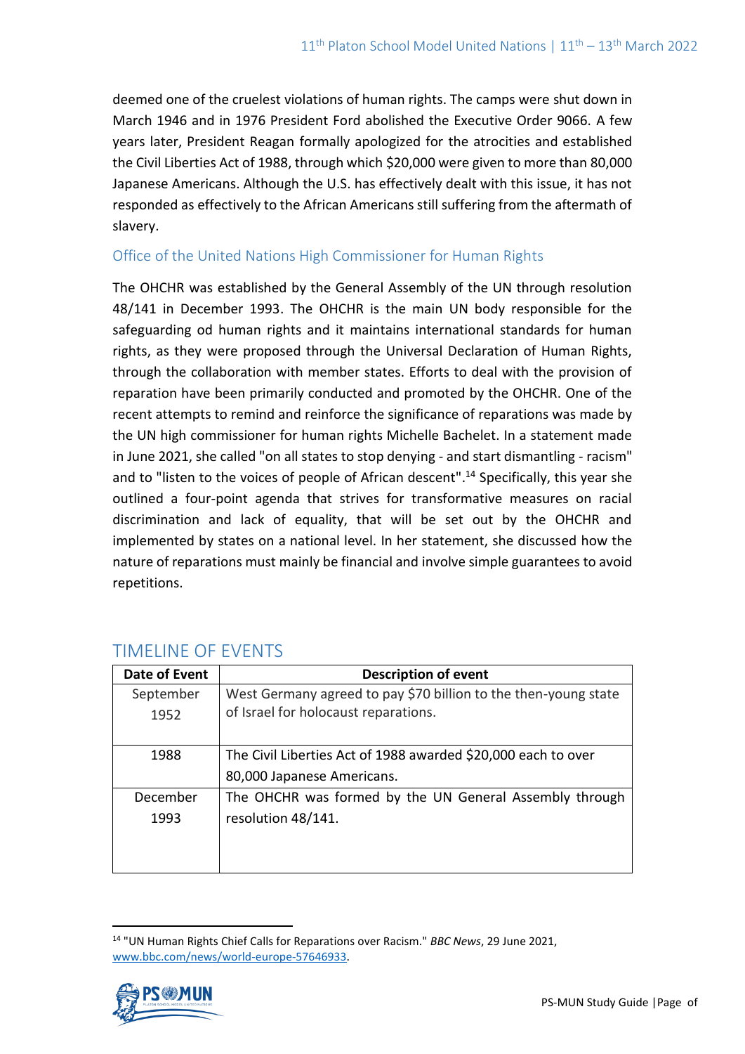deemed one of the cruelest violations of human rights. The camps were shut down in March 1946 and in 1976 President Ford abolished the Executive Order 9066. A few years later, President Reagan formally apologized for the atrocities and established the Civil Liberties Act of 1988, through which $20,000 were given to more than 80,000 Japanese Americans. Although the U.S. has effectively dealt with this issue, it has not responded as effectively to the African Americans still suffering from the aftermath of slavery.

### Office of the United Nations High Commissioner for Human Rights

The OHCHR was established by the General Assembly of the UN through resolution 48/141 in December 1993. The OHCHR is the main UN body responsible for the safeguarding od human rights and it maintains international standards for human rights, as they were proposed through the Universal Declaration of Human Rights, through the collaboration with member states. Efforts to deal with the provision of reparation have been primarily conducted and promoted by the OHCHR. One of the recent attempts to remind and reinforce the significance of reparations was made by the UN high commissioner for human rights Michelle Bachelet. In a statement made in June 2021, she called "on all states to stop denying - and start dismantling - racism" and to "listen to the voices of people of African descent".[14] Specifically, this year she outlined a four-point agenda that strives for transformative measures on racial discrimination and lack of equality, that will be set out by the OHCHR and implemented by states on a national level. In her statement, she discussed how the nature of reparations must mainly be financial and involve simple guarantees to avoid repetitions.

## TIMELINE OF EVENTS

| Date of Event | Description of event |
| --- | --- |
| September 1952 | West Germany agreed to pay $70 billion to the then-young state of Israel for holocaust reparations. |
| 1988 | The Civil Liberties Act of 1988 awarded $20,000 each to over 80,000 Japanese Americans. |
| December 1993 | The OHCHR was formed by the UN General Assembly through resolution 48/141. |

[14] "UN Human Rights Chief Calls for Reparations over Racism." *BBC News*, 29 June 2021, www.bbc.com/news/world-europe-57646933.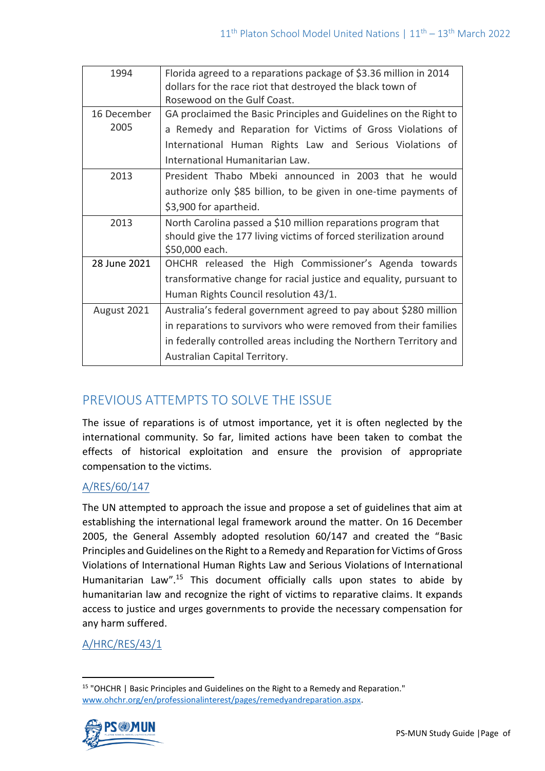| | |
|---|---|
| 1994 | Florida agreed to a reparations package of $3.36 million in 2014 dollars for the race riot that destroyed the black town of Rosewood on the Gulf Coast. |
| 16 December 2005 | GA proclaimed the Basic Principles and Guidelines on the Right to a Remedy and Reparation for Victims of Gross Violations of International Human Rights Law and Serious Violations of International Humanitarian Law. |
| 2013 | President Thabo Mbeki announced in 2003 that he would authorize only $85 billion, to be given in one-time payments of $3,900 for apartheid. |
| 2013 | North Carolina passed a $10 million reparations program that should give the 177 living victims of forced sterilization around $50,000 each. |
| 28 June 2021 | OHCHR released the High Commissioner's Agenda towards transformative change for racial justice and equality, pursuant to Human Rights Council resolution 43/1. |
| August 2021 | Australia's federal government agreed to pay about $280 million in reparations to survivors who were removed from their families in federally controlled areas including the Northern Territory and Australian Capital Territory. |

## PREVIOUS ATTEMPTS TO SOLVE THE ISSUE

The issue of reparations is of utmost importance, yet it is often neglected by the international community. So far, limited actions have been taken to combat the effects of historical exploitation and ensure the provision of appropriate compensation to the victims.

### A/RES/60/147

The UN attempted to approach the issue and propose a set of guidelines that aim at establishing the international legal framework around the matter. On 16 December 2005, the General Assembly adopted resolution 60/147 and created the "Basic Principles and Guidelines on the Right to a Remedy and Reparation for Victims of Gross Violations of International Human Rights Law and Serious Violations of International Humanitarian Law".[15] This document officially calls upon states to abide by humanitarian law and recognize the right of victims to reparative claims. It expands access to justice and urges governments to provide the necessary compensation for any harm suffered.

### A/HRC/RES/43/1

[15] "OHCHR | Basic Principles and Guidelines on the Right to a Remedy and Reparation." www.ohchr.org/en/professionalinterest/pages/remedyandreparation.aspx.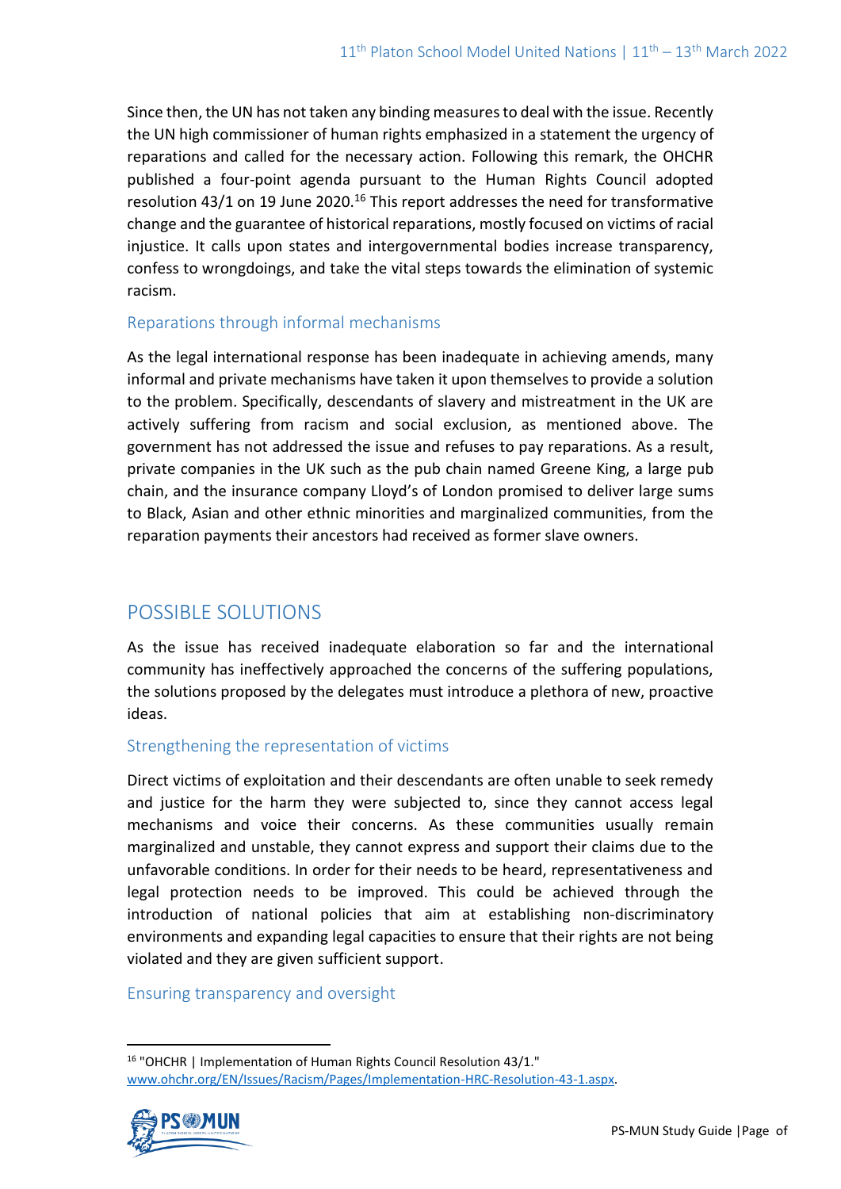Since then, the UN has not taken any binding measures to deal with the issue. Recently the UN high commissioner of human rights emphasized in a statement the urgency of reparations and called for the necessary action. Following this remark, the OHCHR published a four-point agenda pursuant to the Human Rights Council adopted resolution 43/1 on 19 June 2020.[16] This report addresses the need for transformative change and the guarantee of historical reparations, mostly focused on victims of racial injustice. It calls upon states and intergovernmental bodies increase transparency, confess to wrongdoings, and take the vital steps towards the elimination of systemic racism.

### Reparations through informal mechanisms

As the legal international response has been inadequate in achieving amends, many informal and private mechanisms have taken it upon themselves to provide a solution to the problem. Specifically, descendants of slavery and mistreatment in the UK are actively suffering from racism and social exclusion, as mentioned above. The government has not addressed the issue and refuses to pay reparations. As a result, private companies in the UK such as the pub chain named Greene King, a large pub chain, and the insurance company Lloyd's of London promised to deliver large sums to Black, Asian and other ethnic minorities and marginalized communities, from the reparation payments their ancestors had received as former slave owners.

## POSSIBLE SOLUTIONS

As the issue has received inadequate elaboration so far and the international community has ineffectively approached the concerns of the suffering populations, the solutions proposed by the delegates must introduce a plethora of new, proactive ideas.

### Strengthening the representation of victims

Direct victims of exploitation and their descendants are often unable to seek remedy and justice for the harm they were subjected to, since they cannot access legal mechanisms and voice their concerns. As these communities usually remain marginalized and unstable, they cannot express and support their claims due to the unfavorable conditions. In order for their needs to be heard, representativeness and legal protection needs to be improved. This could be achieved through the introduction of national policies that aim at establishing non-discriminatory environments and expanding legal capacities to ensure that their rights are not being violated and they are given sufficient support.

### Ensuring transparency and oversight

---

[16] "OHCHR | Implementation of Human Rights Council Resolution 43/1." www.ohchr.org/EN/Issues/Racism/Pages/Implementation-HRC-Resolution-43-1.aspx.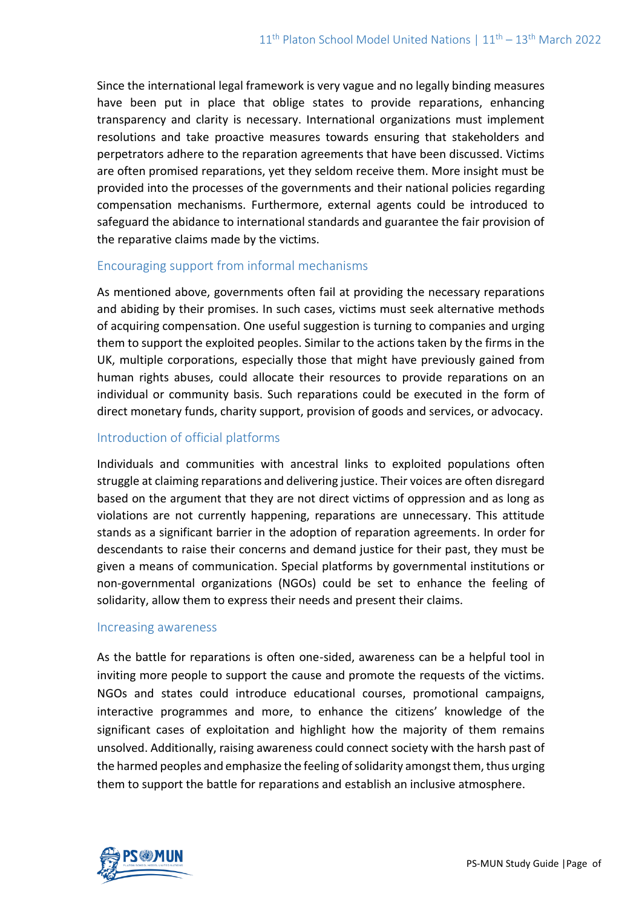Since the international legal framework is very vague and no legally binding measures have been put in place that oblige states to provide reparations, enhancing transparency and clarity is necessary. International organizations must implement resolutions and take proactive measures towards ensuring that stakeholders and perpetrators adhere to the reparation agreements that have been discussed. Victims are often promised reparations, yet they seldom receive them. More insight must be provided into the processes of the governments and their national policies regarding compensation mechanisms. Furthermore, external agents could be introduced to safeguard the abidance to international standards and guarantee the fair provision of the reparative claims made by the victims.

### Encouraging support from informal mechanisms

As mentioned above, governments often fail at providing the necessary reparations and abiding by their promises. In such cases, victims must seek alternative methods of acquiring compensation. One useful suggestion is turning to companies and urging them to support the exploited peoples. Similar to the actions taken by the firms in the UK, multiple corporations, especially those that might have previously gained from human rights abuses, could allocate their resources to provide reparations on an individual or community basis. Such reparations could be executed in the form of direct monetary funds, charity support, provision of goods and services, or advocacy.

### Introduction of official platforms

Individuals and communities with ancestral links to exploited populations often struggle at claiming reparations and delivering justice. Their voices are often disregard based on the argument that they are not direct victims of oppression and as long as violations are not currently happening, reparations are unnecessary. This attitude stands as a significant barrier in the adoption of reparation agreements. In order for descendants to raise their concerns and demand justice for their past, they must be given a means of communication. Special platforms by governmental institutions or non-governmental organizations (NGOs) could be set to enhance the feeling of solidarity, allow them to express their needs and present their claims.

### Increasing awareness

As the battle for reparations is often one-sided, awareness can be a helpful tool in inviting more people to support the cause and promote the requests of the victims. NGOs and states could introduce educational courses, promotional campaigns, interactive programmes and more, to enhance the citizens' knowledge of the significant cases of exploitation and highlight how the majority of them remains unsolved. Additionally, raising awareness could connect society with the harsh past of the harmed peoples and emphasize the feeling of solidarity amongst them, thus urging them to support the battle for reparations and establish an inclusive atmosphere.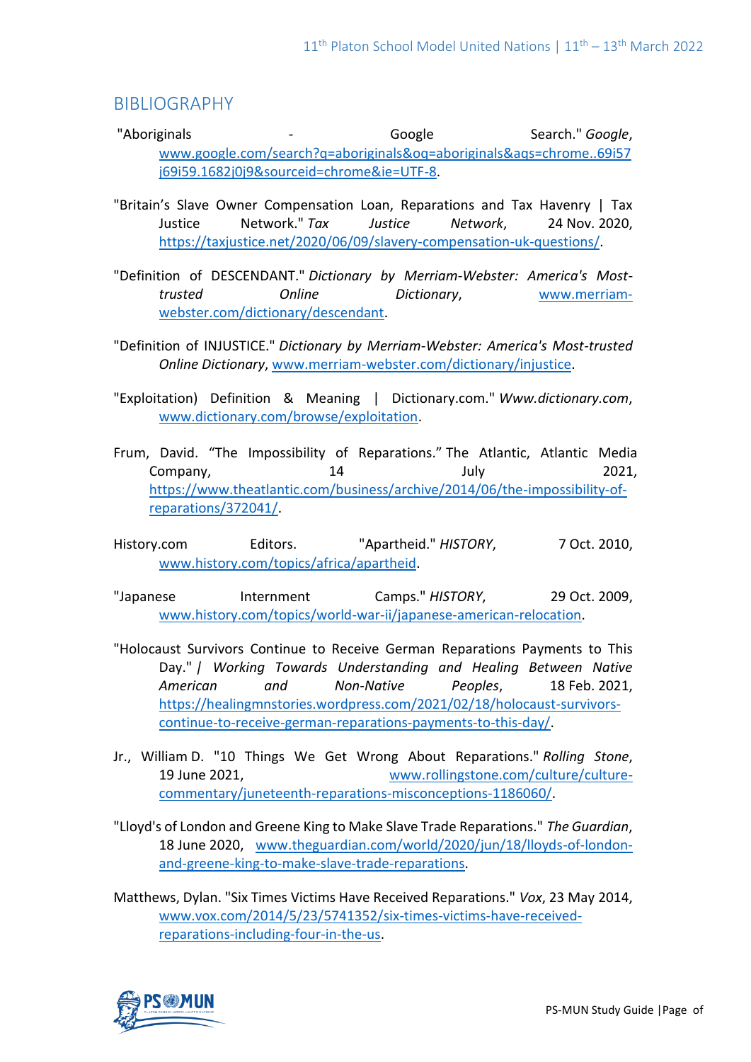## BIBLIOGRAPHY

"Aboriginals - Google Search." *Google*, www.google.com/search?q=aboriginals&oq=aboriginals&aqs=chrome..69i57j69i59.1682j0j9&sourceid=chrome&ie=UTF-8.

"Britain's Slave Owner Compensation Loan, Reparations and Tax Havenry | Tax Justice Network." *Tax Justice Network*, 24 Nov. 2020, https://taxjustice.net/2020/06/09/slavery-compensation-uk-questions/.

"Definition of DESCENDANT." *Dictionary by Merriam-Webster: America's Most-trusted Online Dictionary*, www.merriam-webster.com/dictionary/descendant.

"Definition of INJUSTICE." *Dictionary by Merriam-Webster: America's Most-trusted Online Dictionary*, www.merriam-webster.com/dictionary/injustice.

"Exploitation) Definition & Meaning | Dictionary.com." *Www.dictionary.com*, www.dictionary.com/browse/exploitation.

Frum, David. "The Impossibility of Reparations." The Atlantic, Atlantic Media Company, 14 July 2021, https://www.theatlantic.com/business/archive/2014/06/the-impossibility-of-reparations/372041/.

History.com Editors. "Apartheid." *HISTORY*, 7 Oct. 2010, www.history.com/topics/africa/apartheid.

"Japanese Internment Camps." *HISTORY*, 29 Oct. 2009, www.history.com/topics/world-war-ii/japanese-american-relocation.

"Holocaust Survivors Continue to Receive German Reparations Payments to This Day." *| Working Towards Understanding and Healing Between Native American and Non-Native Peoples*, 18 Feb. 2021, https://healingmnstories.wordpress.com/2021/02/18/holocaust-survivors-continue-to-receive-german-reparations-payments-to-this-day/.

Jr., William D. "10 Things We Get Wrong About Reparations." *Rolling Stone*, 19 June 2021, www.rollingstone.com/culture/culture-commentary/juneteenth-reparations-misconceptions-1186060/.

"Lloyd's of London and Greene King to Make Slave Trade Reparations." *The Guardian*, 18 June 2020, www.theguardian.com/world/2020/jun/18/lloyds-of-london-and-greene-king-to-make-slave-trade-reparations.

Matthews, Dylan. "Six Times Victims Have Received Reparations." *Vox*, 23 May 2014, www.vox.com/2014/5/23/5741352/six-times-victims-have-received-reparations-including-four-in-the-us.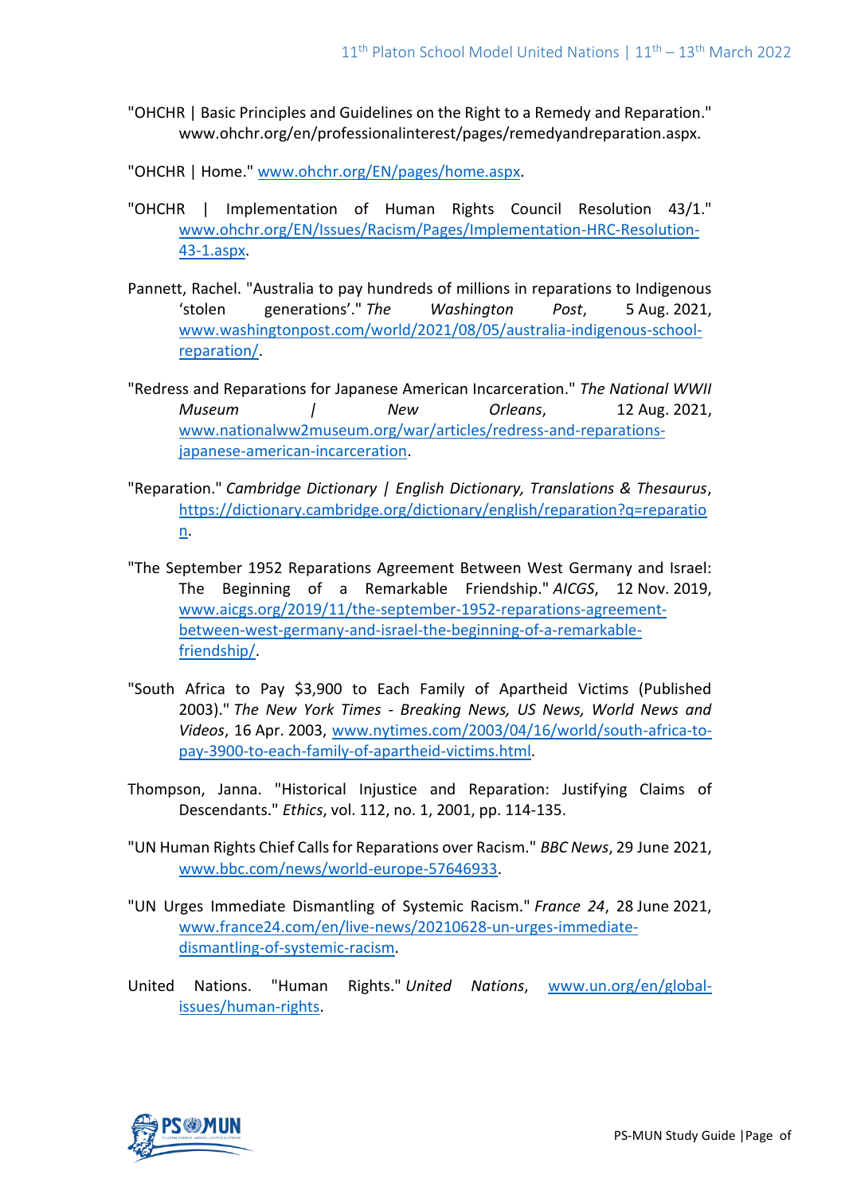"OHCHR | Basic Principles and Guidelines on the Right to a Remedy and Reparation." www.ohchr.org/en/professionalinterest/pages/remedyandreparation.aspx.

"OHCHR | Home." www.ohchr.org/EN/pages/home.aspx.

"OHCHR | Implementation of Human Rights Council Resolution 43/1." www.ohchr.org/EN/Issues/Racism/Pages/Implementation-HRC-Resolution-43-1.aspx.

Pannett, Rachel. "Australia to pay hundreds of millions in reparations to Indigenous 'stolen generations'." *The Washington Post*, 5 Aug. 2021, www.washingtonpost.com/world/2021/08/05/australia-indigenous-school-reparation/.

"Redress and Reparations for Japanese American Incarceration." *The National WWII Museum | New Orleans*, 12 Aug. 2021, www.nationalww2museum.org/war/articles/redress-and-reparations-japanese-american-incarceration.

"Reparation." *Cambridge Dictionary | English Dictionary, Translations & Thesaurus*, https://dictionary.cambridge.org/dictionary/english/reparation?q=reparation.

"The September 1952 Reparations Agreement Between West Germany and Israel: The Beginning of a Remarkable Friendship." *AICGS*, 12 Nov. 2019, www.aicgs.org/2019/11/the-september-1952-reparations-agreement-between-west-germany-and-israel-the-beginning-of-a-remarkable-friendship/.

"South Africa to Pay $3,900 to Each Family of Apartheid Victims (Published 2003)." *The New York Times - Breaking News, US News, World News and Videos*, 16 Apr. 2003, www.nytimes.com/2003/04/16/world/south-africa-to-pay-3900-to-each-family-of-apartheid-victims.html.

Thompson, Janna. "Historical Injustice and Reparation: Justifying Claims of Descendants." *Ethics*, vol. 112, no. 1, 2001, pp. 114-135.

"UN Human Rights Chief Calls for Reparations over Racism." *BBC News*, 29 June 2021, www.bbc.com/news/world-europe-57646933.

"UN Urges Immediate Dismantling of Systemic Racism." *France 24*, 28 June 2021, www.france24.com/en/live-news/20210628-un-urges-immediate-dismantling-of-systemic-racism.

United Nations. "Human Rights." *United Nations*, www.un.org/en/global-issues/human-rights.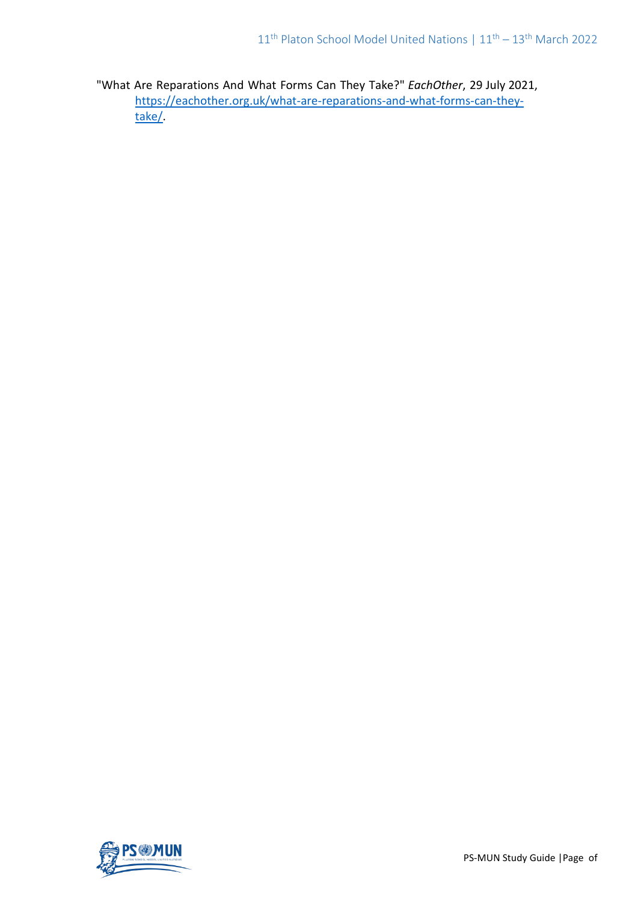"What Are Reparations And What Forms Can They Take?" *EachOther*, 29 July 2021, https://eachother.org.uk/what-are-reparations-and-what-forms-can-they-take/.